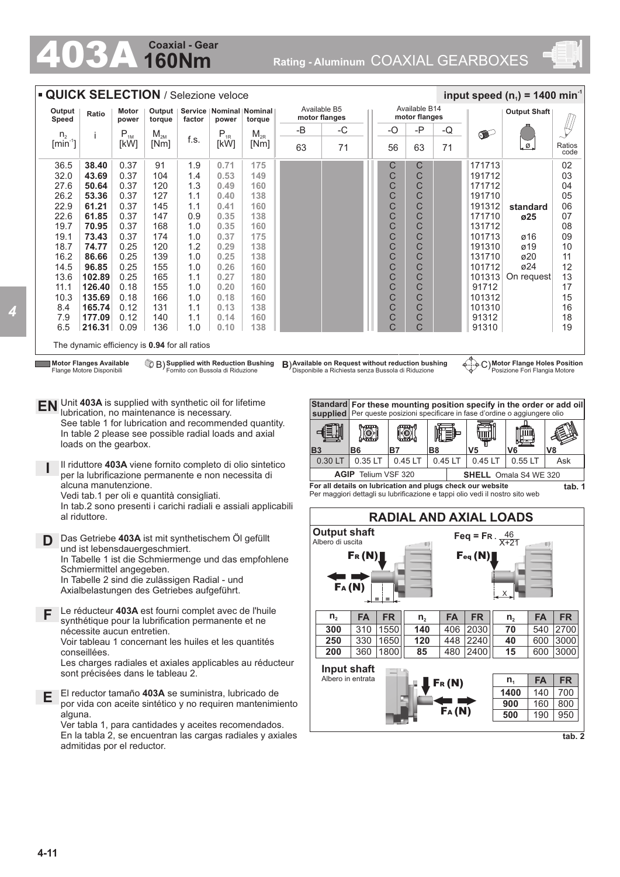# 403A Coaxial - Gear 160Nm

Rating - Aluminum COAXIAL GEARBOXES

## QUICK SELECTION / Selezione veloce

input speed ($n_1$) = 1400 min$^{-1}$

| Output Speed $n_2$ [min$^{-1}$] | Ratio i | Motor power $P_{1M}$ [kW] | Output torque $M_{2M}$ [Nm] | Service factor f.s. | Nominal power $P_{1R}$ [kW] | Nominal torque $M_{2R}$ [Nm] | Available B5 motor flanges -B 63 | Available B5 motor flanges -C 71 | Available B14 motor flanges -O 56 | Available B14 motor flanges -P 63 | Available B14 motor flanges -Q 71 | | Output Shaft ø | Ratios code |
|---|---|---|---|---|---|---|---|---|---|---|---|---|---|---|
| 36.5 | **38.40** | 0.37 | 91 | 1.9 | **0.71** | **175** | | | C | C | | 171713 | | 02 |
| 32.0 | **43.69** | 0.37 | 104 | 1.4 | **0.53** | **149** | | | C | C | | 191712 | | 03 |
| 27.6 | **50.64** | 0.37 | 120 | 1.3 | **0.49** | **160** | | | C | C | | 171712 | | 04 |
| 26.2 | **53.36** | 0.37 | 127 | 1.1 | **0.40** | **138** | | | C | C | | 191710 | | 05 |
| 22.9 | **61.21** | 0.37 | 145 | 1.1 | **0.41** | **160** | | | C | C | | 191312 | **standard** | 06 |
| 22.6 | **61.85** | 0.37 | 147 | 0.9 | **0.35** | **138** | | | C | C | | 171710 | **ø25** | 07 |
| 19.7 | **70.95** | 0.37 | 168 | 1.0 | **0.35** | **160** | | | C | C | | 131712 | | 08 |
| 19.1 | **73.43** | 0.37 | 174 | 1.0 | **0.37** | **175** | | | C | C | | 101713 | ø16 | 09 |
| 18.7 | **74.77** | 0.25 | 120 | 1.2 | **0.29** | **138** | | | C | C | | 191310 | ø19 | 10 |
| 16.2 | **86.66** | 0.25 | 139 | 1.0 | **0.25** | **138** | | | C | C | | 131710 | ø20 | 11 |
| 14.5 | **96.85** | 0.25 | 155 | 1.0 | **0.26** | **160** | | | C | C | | 101712 | ø24 | 12 |
| 13.6 | **102.89** | 0.25 | 165 | 1.1 | **0.27** | **180** | | | C | C | | 101313 | On request | 13 |
| 11.1 | **126.40** | 0.18 | 155 | 1.0 | **0.20** | **160** | | | C | C | | 91712 | | 17 |
| 10.3 | **135.69** | 0.18 | 166 | 1.0 | **0.18** | **160** | | | C | C | | 101312 | | 15 |
| 8.4 | **165.74** | 0.12 | 131 | 1.1 | **0.13** | **138** | | | C | C | | 101310 | | 16 |
| 7.9 | **177.09** | 0.12 | 140 | 1.1 | **0.14** | **160** | | | C | C | | 91312 | | 18 |
| 6.5 | **216.31** | 0.09 | 136 | 1.0 | **0.10** | **138** | | | C | C | | 91310 | | 19 |

The dynamic efficiency is **0.94** for all ratios

**Motor Flanges Available** / Flange Motore Disponibili — B) **Supplied with Reduction Bushing** / Fornito con Bussola di Riduzione — B) **Available on Request without reduction bushing** / Disponibile a Richiesta senza Bussola di Riduzione — C) **Motor Flange Holes Position** / Posizione Fori Flangia Motore

**EN** Unit **403A** is supplied with synthetic oil for lifetime lubrication, no maintenance is necessary.
See table 1 for lubrication and recommended quantity.
In table 2 please see possible radial loads and axial loads on the gearbox.

**I** Il riduttore **403A** viene fornito completo di olio sintetico per la lubrificazione permanente e non necessita di alcuna manutenzione.
Vedi tab.1 per oli e quantità consigliati.
In tab.2 sono presenti i carichi radiali e assiali applicabili al riduttore.

**D** Das Getriebe **403A** ist mit synthetischem Öl gefüllt und ist lebensdauergeschmiert.
In Tabelle 1 ist die Schmiermenge und das empfohlene Schmiermittel angegeben.
In Tabelle 2 sind die zulässigen Radial - und Axialbelastungen des Getriebes aufgeführt.

**F** Le réducteur **403A** est fourni complet avec de l'huile synthétique pour la lubrification permanente et ne nécessite aucun entretien.
Voir tableau 1 concernant les huiles et les quantités conseillées.
Les charges radiales et axiales applicables au réducteur sont précisées dans le tableau 2.

**E** El reductor tamaño **403A** se suministra, lubricado de por vida con aceite sintético y no requiren mantenimiento alguna.
Ver tabla 1, para cantidades y aceites recomendados.
En la tabla 2, se encuentran las cargas radiales y axiales admitidas por el reductor.

| **Standard supplied** | **For these mounting position specify in the order or add oil** / Per queste posizioni specificare in fase d'ordine o aggiungere olio | | | | | |
|---|---|---|---|---|---|---|
| **B3** | **B6** | **B7** | **B8** | **V5** | **V6** | **V8** |
| 0.30 LT | 0.35 LT | 0.45 LT | 0.45 LT | 0.45 LT | 0.55 LT | Ask |
| **AGIP** Telium VSF 320 | | | | **SHELL** Omala S4 WE 320 | | |

**For all details on lubrication and plugs check our website**
Per maggiori dettagli su lubrificazione e tappi olio vedi il nostro sito web

tab. 1

## RADIAL AND AXIAL LOADS

**Output shaft**
Albero di uscita

$$F_{eq} = F_R \cdot \frac{46}{X+21}$$

| $n_2$ | FA | FR | $n_2$ | FA | FR | $n_2$ | FA | FR |
|---|---|---|---|---|---|---|---|---|
| **300** | 310 | 1550 | **140** | 406 | 2030 | **70** | 540 | 2700 |
| **250** | 330 | 1650 | **120** | 448 | 2240 | **40** | 600 | 3000 |
| **200** | 360 | 1800 | **85** | 480 | 2400 | **15** | 600 | 3000 |

**Input shaft**
Albero in entrata

| $n_1$ | FA | FR |
|---|---|---|
| **1400** | 140 | 700 |
| **900** | 160 | 800 |
| **500** | 190 | 950 |

tab. 2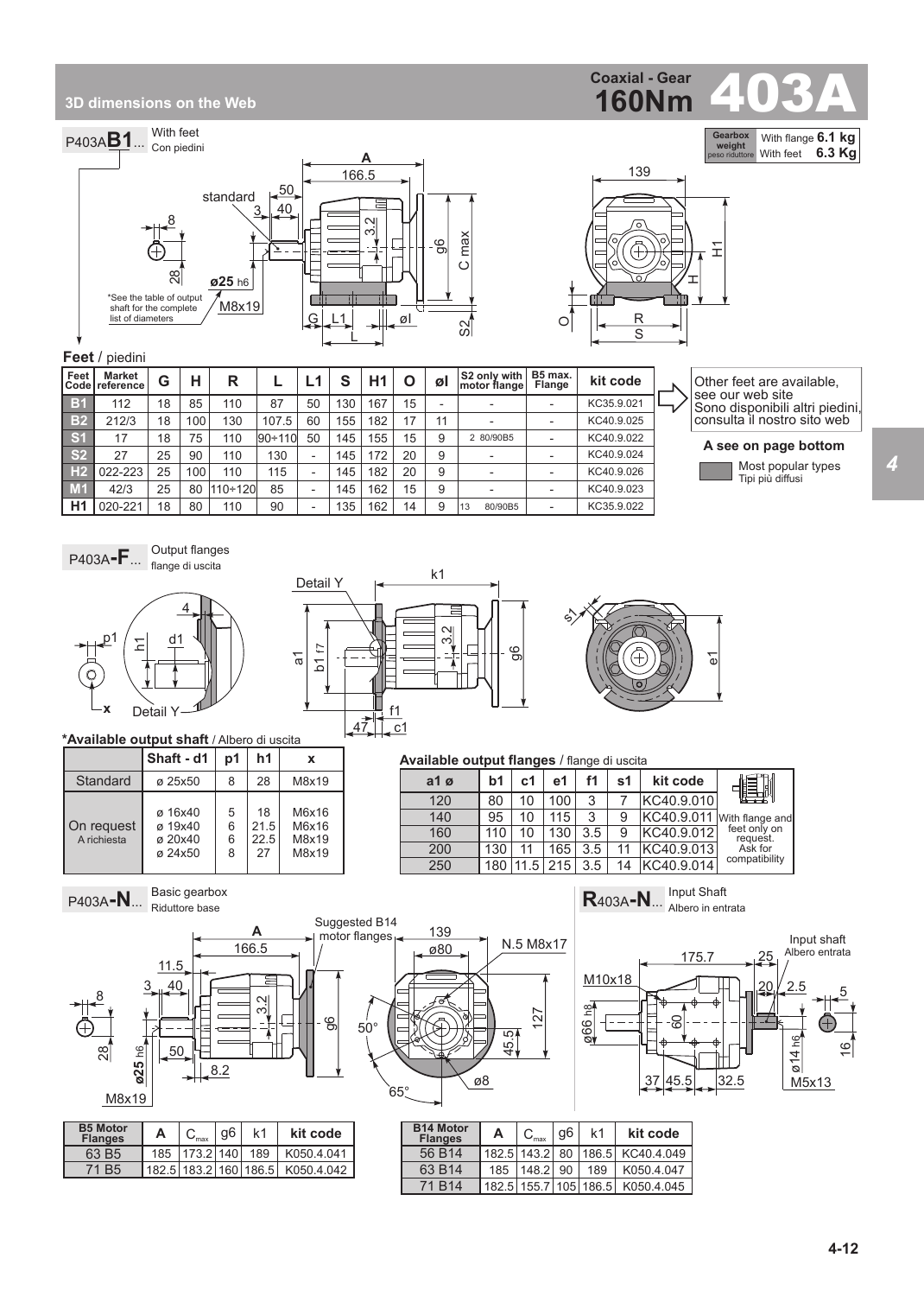3D dimensions on the Web

# Coaxial - Gear 160Nm 403A

## P403AB1... With feet / Con piedini

Gearbox weight / peso riduttore: With flange **6.1 kg**, With feet **6.3 Kg**

A 166.5, standard 50, 3, 40, 3.2, g6, C max, 139, H1, H, 8, 28, ø25 h6, M8x19, G, L1, L, øl, S2, O, R, S

*See the table of output shaft for the complete list of diameters

### Feet / piedini

| Feet Code | Market reference | G | H | R | L | L1 | S | H1 | O | øl | S2 only with motor flange | B5 max. Flange | kit code |
|---|---|---|---|---|---|---|---|---|---|---|---|---|---|
| B1 | 112 | 18 | 85 | 110 | 87 | 50 | 130 | 167 | 15 | - | - | - | KC35.9.021 |
| B2 | 212/3 | 18 | 100 | 130 | 107.5 | 60 | 155 | 182 | 17 | 11 | - | - | KC40.9.025 |
| S1 | 17 | 18 | 75 | 110 | 90÷110 | 50 | 145 | 155 | 15 | 9 | 2 80/90B5 | - | KC40.9.022 |
| S2 | 27 | 25 | 90 | 110 | 130 | - | 145 | 172 | 20 | 9 | - | - | KC40.9.024 |
| H2 | 022-223 | 25 | 100 | 110 | 115 | - | 145 | 182 | 20 | 9 | - | - | KC40.9.026 |
| M1 | 42/3 | 25 | 80 | 110÷120 | 85 | - | 145 | 162 | 15 | 9 | - | - | KC40.9.023 |
| H1 | 020-221 | 18 | 80 | 110 | 90 | - | 135 | 162 | 14 | 9 | 13 80/90B5 | - | KC35.9.022 |

Other feet are available, see our web site
Sono disponibili altri piedini, consulta il nostro sito web

**A see on page bottom**

Most popular types / Tipi più diffusi

## P403A-F... Output flanges / flange di uscita

Detail Y, 4, p1, h1, d1, x, k1, 3.2, g6, a1, b1 f7, 47, f1, c1, s1, e1

### *Available output shaft / Albero di uscita

| | Shaft - d1 | p1 | h1 | x |
|---|---|---|---|---|
| Standard | ø 25x50 | 8 | 28 | M8x19 |
| On request / A richiesta | ø 16x40<br>ø 19x40<br>ø 20x40<br>ø 24x50 | 5<br>6<br>6<br>8 | 18<br>21.5<br>22.5<br>27 | M6x16<br>M6x16<br>M8x19<br>M8x19 |

### Available output flanges / flange di uscita

| a1 ø | b1 | c1 | e1 | f1 | s1 | kit code | |
|---|---|---|---|---|---|---|---|
| 120 | 80 | 10 | 100 | 3 | 7 | KC40.9.010 | With flange and feet only on request. Ask for compatibility |
| 140 | 95 | 10 | 115 | 3 | 9 | KC40.9.011 | |
| 160 | 110 | 10 | 130 | 3.5 | 9 | KC40.9.012 | |
| 200 | 130 | 11 | 165 | 3.5 | 11 | KC40.9.013 | |
| 250 | 180 | 11.5 | 215 | 3.5 | 14 | KC40.9.014 | |

## P403A-N... Basic gearbox / Riduttore base

A 166.5, 11.5, 3, 40, 8, 28, ø25 h6, 50, 8.2, 3.2, g6, M8x19, Suggested B14 motor flanges, 139, ø80, N.5 M8x17, 50°, 127, 45.5, ø8, 65°

## R403A-N... Input Shaft / Albero in entrata

Input shaft / Albero entrata, 175.7, 25, M10x18, 20, 2.5, 5, ø66 h8, 60, ø14 h6, 16, 37, 45.5, 32.5, M5x13

| B5 Motor Flanges | A | $C_{max}$ | g6 | k1 | kit code |
|---|---|---|---|---|---|
| 63 B5 | 185 | 173.2 | 140 | 189 | K050.4.041 |
| 71 B5 | 182.5 | 183.2 | 160 | 186.5 | K050.4.042 |

| B14 Motor Flanges | A | $C_{max}$ | g6 | k1 | kit code |
|---|---|---|---|---|---|
| 56 B14 | 182.5 | 143.2 | 80 | 186.5 | KC40.4.049 |
| 63 B14 | 185 | 148.2 | 90 | 189 | K050.4.047 |
| 71 B14 | 182.5 | 155.7 | 105 | 186.5 | K050.4.045 |